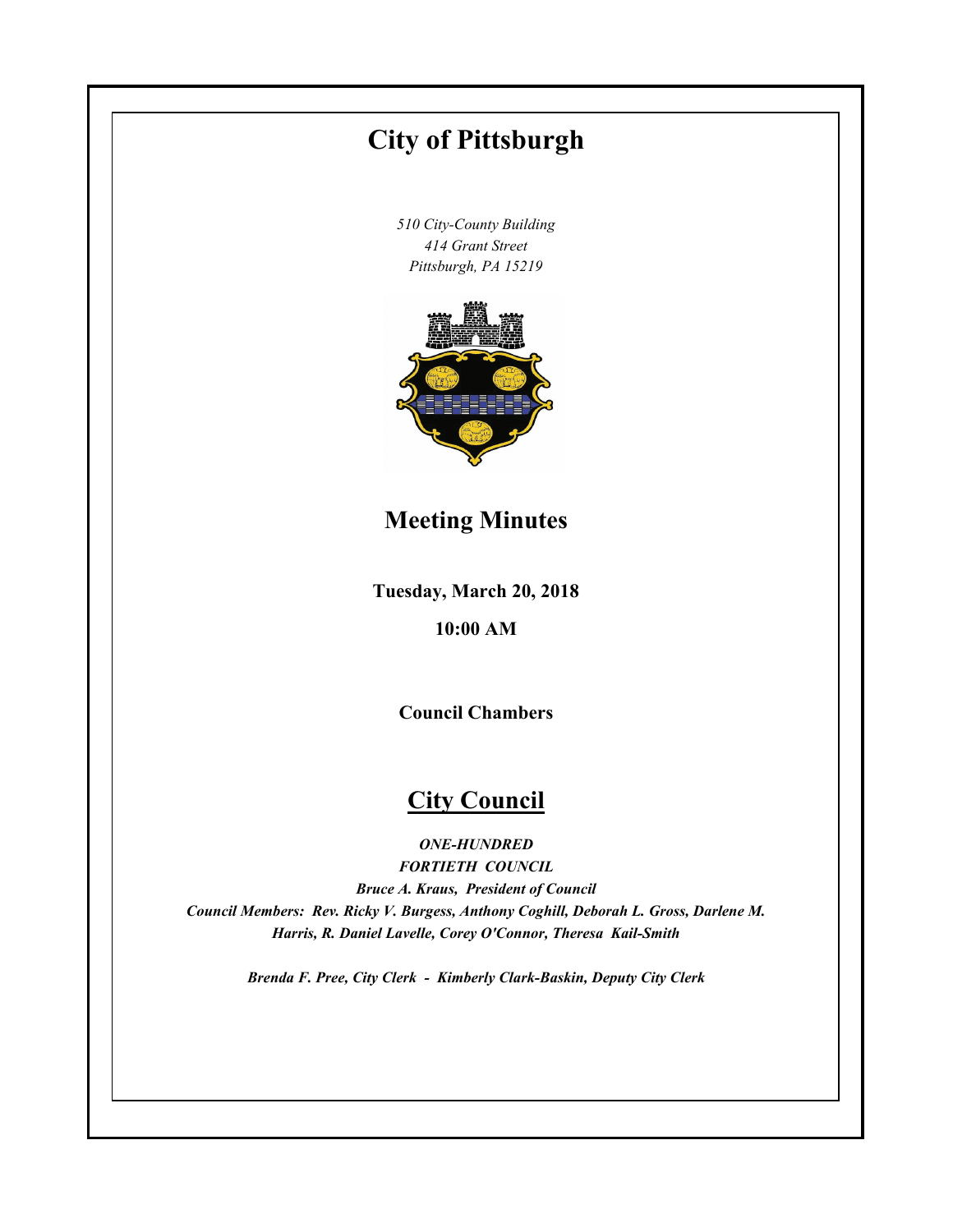# City of Pittsburgh

*510 City-County Building*
*414 Grant Street*
*Pittsburgh, PA 15219*

## Meeting Minutes

**Tuesday, March 20, 2018**

**10:00 AM**

**Council Chambers**

## City Council

***ONE-HUNDRED FORTIETH COUNCIL***

***Bruce A. Kraus, President of Council***

***Council Members: Rev. Ricky V. Burgess, Anthony Coghill, Deborah L. Gross, Darlene M. Harris, R. Daniel Lavelle, Corey O'Connor, Theresa Kail-Smith***

***Brenda F. Pree, City Clerk - Kimberly Clark-Baskin, Deputy City Clerk***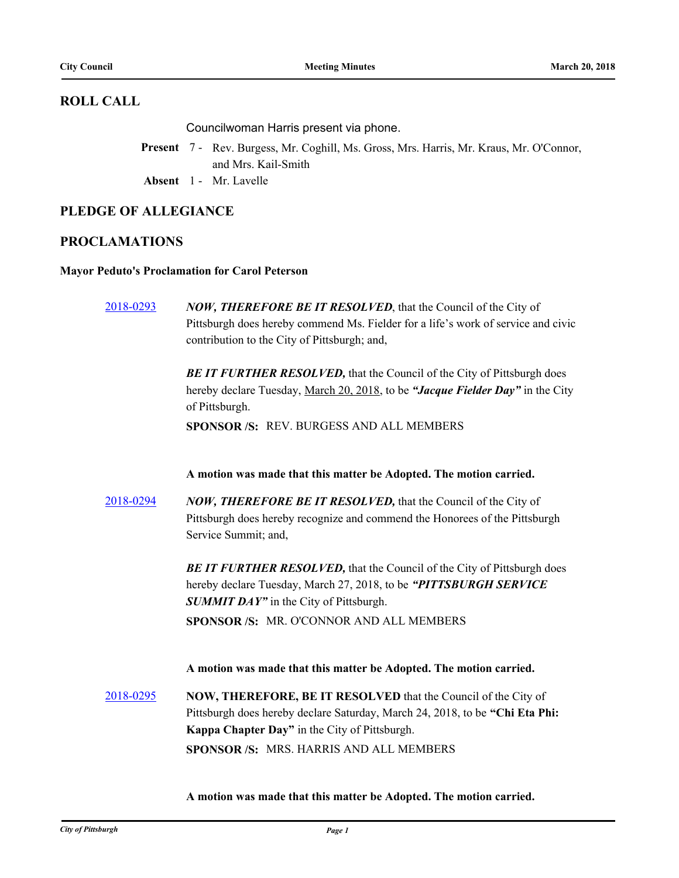## ROLL CALL

Councilwoman Harris present via phone.

**Present** 7 - Rev. Burgess, Mr. Coghill, Ms. Gross, Mrs. Harris, Mr. Kraus, Mr. O'Connor, and Mrs. Kail-Smith

**Absent** 1 - Mr. Lavelle

## PLEDGE OF ALLEGIANCE

## PROCLAMATIONS

### Mayor Peduto's Proclamation for Carol Peterson

2018-0293 ***NOW, THEREFORE BE IT RESOLVED***, that the Council of the City of Pittsburgh does hereby commend Ms. Fielder for a life's work of service and civic contribution to the City of Pittsburgh; and,

***BE IT FURTHER RESOLVED,*** that the Council of the City of Pittsburgh does hereby declare Tuesday, March 20, 2018, to be ***"Jacque Fielder Day"*** in the City of Pittsburgh.

**SPONSOR /S:** REV. BURGESS AND ALL MEMBERS

**A motion was made that this matter be Adopted. The motion carried.**

2018-0294 ***NOW, THEREFORE BE IT RESOLVED,*** that the Council of the City of Pittsburgh does hereby recognize and commend the Honorees of the Pittsburgh Service Summit; and,

***BE IT FURTHER RESOLVED,*** that the Council of the City of Pittsburgh does hereby declare Tuesday, March 27, 2018, to be ***"PITTSBURGH SERVICE SUMMIT DAY"*** in the City of Pittsburgh.

**SPONSOR /S:** MR. O'CONNOR AND ALL MEMBERS

**A motion was made that this matter be Adopted. The motion carried.**

2018-0295 **NOW, THEREFORE, BE IT RESOLVED** that the Council of the City of Pittsburgh does hereby declare Saturday, March 24, 2018, to be **"Chi Eta Phi: Kappa Chapter Day"** in the City of Pittsburgh.

**SPONSOR /S:** MRS. HARRIS AND ALL MEMBERS

**A motion was made that this matter be Adopted. The motion carried.**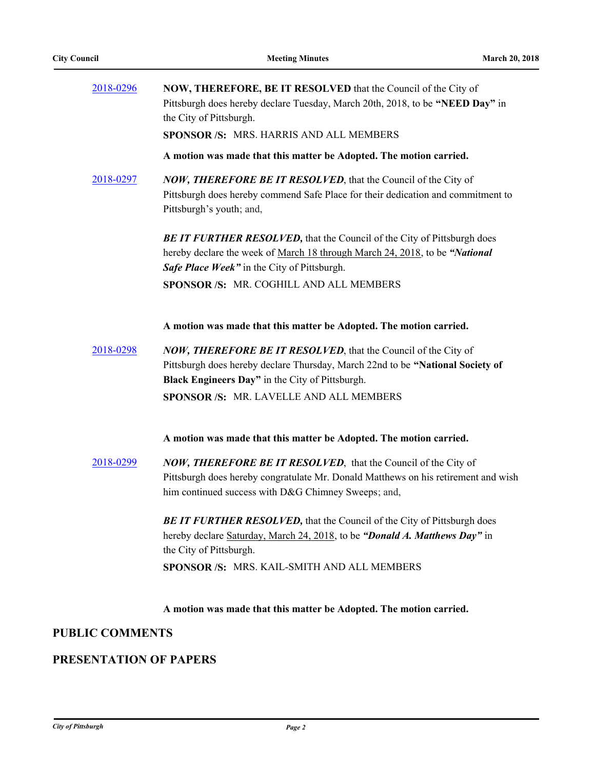2018-0296 **NOW, THEREFORE, BE IT RESOLVED** that the Council of the City of Pittsburgh does hereby declare Tuesday, March 20th, 2018, to be **"NEED Day"** in the City of Pittsburgh.

**SPONSOR /S:** MRS. HARRIS AND ALL MEMBERS

**A motion was made that this matter be Adopted. The motion carried.**

2018-0297 ***NOW, THEREFORE BE IT RESOLVED***, that the Council of the City of Pittsburgh does hereby commend Safe Place for their dedication and commitment to Pittsburgh's youth; and,

***BE IT FURTHER RESOLVED,*** that the Council of the City of Pittsburgh does hereby declare the week of March 18 through March 24, 2018, to be ***"National Safe Place Week"*** in the City of Pittsburgh.

**SPONSOR /S:** MR. COGHILL AND ALL MEMBERS

**A motion was made that this matter be Adopted. The motion carried.**

2018-0298 ***NOW, THEREFORE BE IT RESOLVED***, that the Council of the City of Pittsburgh does hereby declare Thursday, March 22nd to be **"National Society of Black Engineers Day"** in the City of Pittsburgh.

**SPONSOR /S:** MR. LAVELLE AND ALL MEMBERS

**A motion was made that this matter be Adopted. The motion carried.**

2018-0299 ***NOW, THEREFORE BE IT RESOLVED***, that the Council of the City of Pittsburgh does hereby congratulate Mr. Donald Matthews on his retirement and wish him continued success with D&G Chimney Sweeps; and,

***BE IT FURTHER RESOLVED,*** that the Council of the City of Pittsburgh does hereby declare Saturday, March 24, 2018, to be ***"Donald A. Matthews Day"*** in the City of Pittsburgh.

**SPONSOR /S:** MRS. KAIL-SMITH AND ALL MEMBERS

**A motion was made that this matter be Adopted. The motion carried.**

## PUBLIC COMMENTS

## PRESENTATION OF PAPERS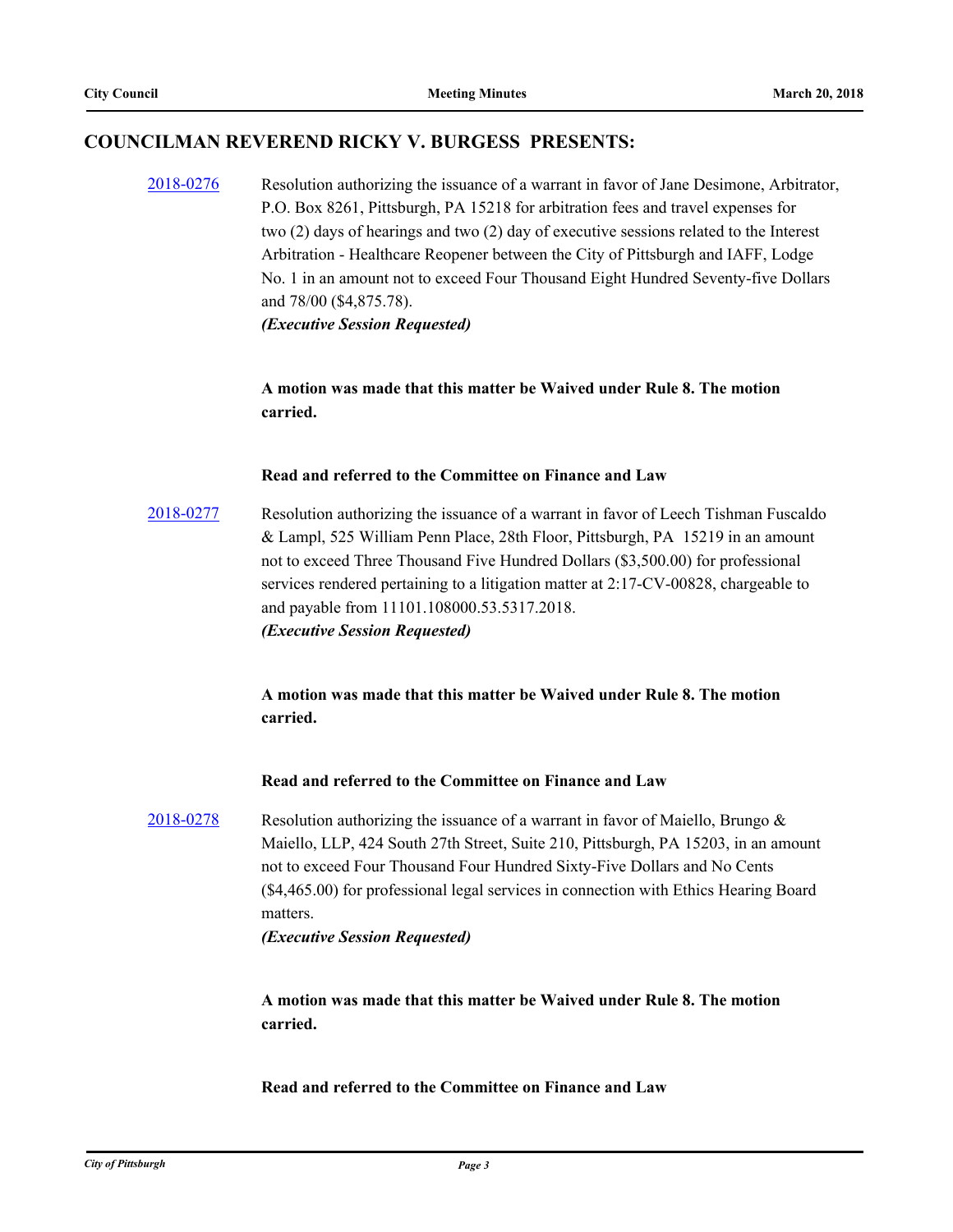## COUNCILMAN REVEREND RICKY V. BURGESS PRESENTS:

2018-0276 Resolution authorizing the issuance of a warrant in favor of Jane Desimone, Arbitrator, P.O. Box 8261, Pittsburgh, PA 15218 for arbitration fees and travel expenses for two (2) days of hearings and two (2) day of executive sessions related to the Interest Arbitration - Healthcare Reopener between the City of Pittsburgh and IAFF, Lodge No. 1 in an amount not to exceed Four Thousand Eight Hundred Seventy-five Dollars and 78/00 ($4,875.78).
***(Executive Session Requested)***

**A motion was made that this matter be Waived under Rule 8. The motion carried.**

**Read and referred to the Committee on Finance and Law**

2018-0277 Resolution authorizing the issuance of a warrant in favor of Leech Tishman Fuscaldo & Lampl, 525 William Penn Place, 28th Floor, Pittsburgh, PA 15219 in an amount not to exceed Three Thousand Five Hundred Dollars ($3,500.00) for professional services rendered pertaining to a litigation matter at 2:17-CV-00828, chargeable to and payable from 11101.108000.53.5317.2018.
***(Executive Session Requested)***

**A motion was made that this matter be Waived under Rule 8. The motion carried.**

**Read and referred to the Committee on Finance and Law**

2018-0278 Resolution authorizing the issuance of a warrant in favor of Maiello, Brungo & Maiello, LLP, 424 South 27th Street, Suite 210, Pittsburgh, PA 15203, in an amount not to exceed Four Thousand Four Hundred Sixty-Five Dollars and No Cents ($4,465.00) for professional legal services in connection with Ethics Hearing Board matters.
***(Executive Session Requested)***

**A motion was made that this matter be Waived under Rule 8. The motion carried.**

**Read and referred to the Committee on Finance and Law**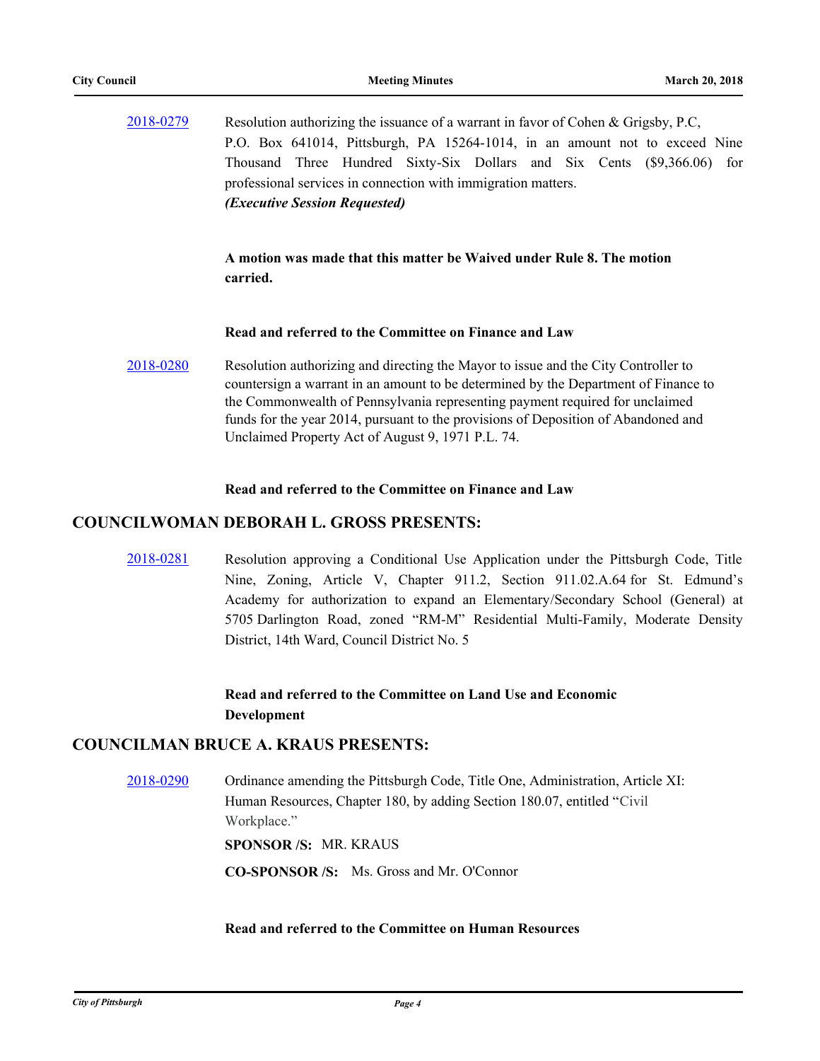2018-0279 Resolution authorizing the issuance of a warrant in favor of Cohen & Grigsby, P.C, P.O. Box 641014, Pittsburgh, PA 15264-1014, in an amount not to exceed Nine Thousand Three Hundred Sixty-Six Dollars and Six Cents ($9,366.06) for professional services in connection with immigration matters.
***(Executive Session Requested)***

**A motion was made that this matter be Waived under Rule 8. The motion carried.**

**Read and referred to the Committee on Finance and Law**

2018-0280 Resolution authorizing and directing the Mayor to issue and the City Controller to countersign a warrant in an amount to be determined by the Department of Finance to the Commonwealth of Pennsylvania representing payment required for unclaimed funds for the year 2014, pursuant to the provisions of Deposition of Abandoned and Unclaimed Property Act of August 9, 1971 P.L. 74.

**Read and referred to the Committee on Finance and Law**

## COUNCILWOMAN DEBORAH L. GROSS PRESENTS:

2018-0281 Resolution approving a Conditional Use Application under the Pittsburgh Code, Title Nine, Zoning, Article V, Chapter 911.2, Section 911.02.A.64 for St. Edmund's Academy for authorization to expand an Elementary/Secondary School (General) at 5705 Darlington Road, zoned "RM-M" Residential Multi-Family, Moderate Density District, 14th Ward, Council District No. 5

**Read and referred to the Committee on Land Use and Economic Development**

## COUNCILMAN BRUCE A. KRAUS PRESENTS:

2018-0290 Ordinance amending the Pittsburgh Code, Title One, Administration, Article XI: Human Resources, Chapter 180, by adding Section 180.07, entitled "Civil Workplace."

**SPONSOR /S:** MR. KRAUS

**CO-SPONSOR /S:** Ms. Gross and Mr. O'Connor

**Read and referred to the Committee on Human Resources**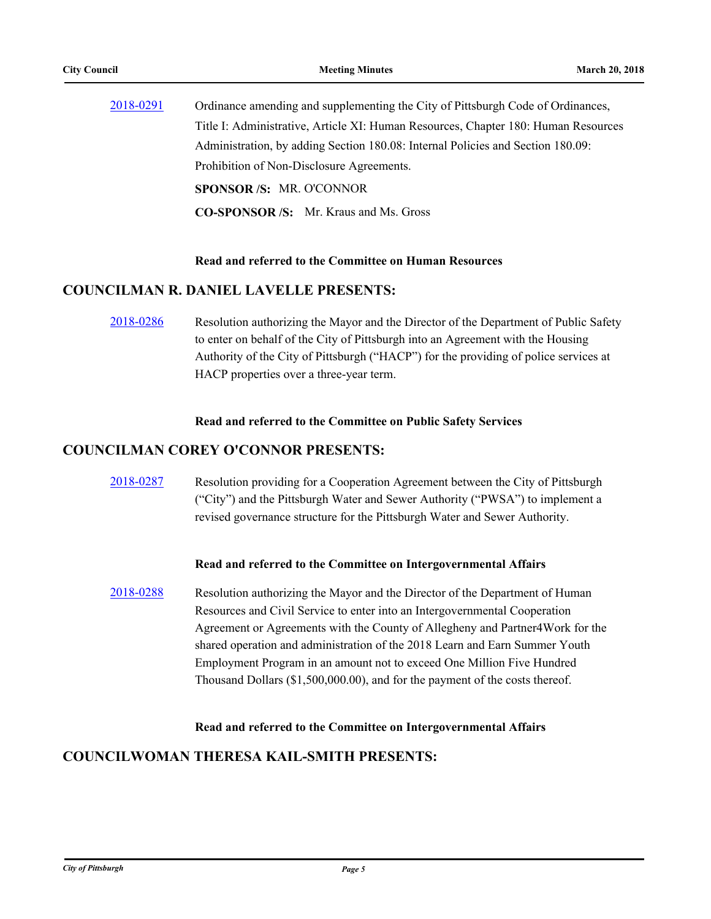2018-0291 Ordinance amending and supplementing the City of Pittsburgh Code of Ordinances, Title I: Administrative, Article XI: Human Resources, Chapter 180: Human Resources Administration, by adding Section 180.08: Internal Policies and Section 180.09: Prohibition of Non-Disclosure Agreements.

**SPONSOR /S:** MR. O'CONNOR

**CO-SPONSOR /S:** Mr. Kraus and Ms. Gross

**Read and referred to the Committee on Human Resources**

## COUNCILMAN R. DANIEL LAVELLE PRESENTS:

2018-0286 Resolution authorizing the Mayor and the Director of the Department of Public Safety to enter on behalf of the City of Pittsburgh into an Agreement with the Housing Authority of the City of Pittsburgh ("HACP") for the providing of police services at HACP properties over a three-year term.

**Read and referred to the Committee on Public Safety Services**

## COUNCILMAN COREY O'CONNOR PRESENTS:

2018-0287 Resolution providing for a Cooperation Agreement between the City of Pittsburgh ("City") and the Pittsburgh Water and Sewer Authority ("PWSA") to implement a revised governance structure for the Pittsburgh Water and Sewer Authority.

**Read and referred to the Committee on Intergovernmental Affairs**

2018-0288 Resolution authorizing the Mayor and the Director of the Department of Human Resources and Civil Service to enter into an Intergovernmental Cooperation Agreement or Agreements with the County of Allegheny and Partner4Work for the shared operation and administration of the 2018 Learn and Earn Summer Youth Employment Program in an amount not to exceed One Million Five Hundred Thousand Dollars ($1,500,000.00), and for the payment of the costs thereof.

**Read and referred to the Committee on Intergovernmental Affairs**

## COUNCILWOMAN THERESA KAIL-SMITH PRESENTS: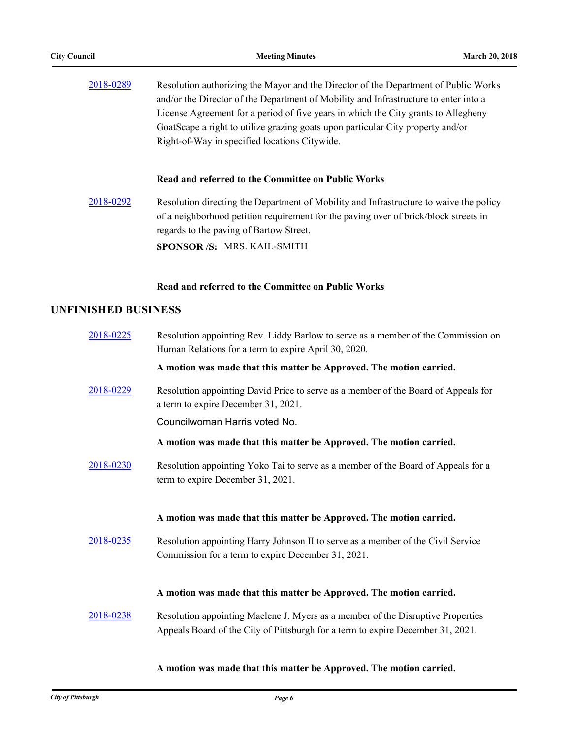2018-0289 Resolution authorizing the Mayor and the Director of the Department of Public Works and/or the Director of the Department of Mobility and Infrastructure to enter into a License Agreement for a period of five years in which the City grants to Allegheny GoatScape a right to utilize grazing goats upon particular City property and/or Right-of-Way in specified locations Citywide.

**Read and referred to the Committee on Public Works**

2018-0292 Resolution directing the Department of Mobility and Infrastructure to waive the policy of a neighborhood petition requirement for the paving over of brick/block streets in regards to the paving of Bartow Street.

**SPONSOR /S:** MRS. KAIL-SMITH

**Read and referred to the Committee on Public Works**

## UNFINISHED BUSINESS

2018-0225 Resolution appointing Rev. Liddy Barlow to serve as a member of the Commission on Human Relations for a term to expire April 30, 2020.

**A motion was made that this matter be Approved. The motion carried.**

2018-0229 Resolution appointing David Price to serve as a member of the Board of Appeals for a term to expire December 31, 2021.

Councilwoman Harris voted No.

**A motion was made that this matter be Approved. The motion carried.**

2018-0230 Resolution appointing Yoko Tai to serve as a member of the Board of Appeals for a term to expire December 31, 2021.

**A motion was made that this matter be Approved. The motion carried.**

2018-0235 Resolution appointing Harry Johnson II to serve as a member of the Civil Service Commission for a term to expire December 31, 2021.

**A motion was made that this matter be Approved. The motion carried.**

2018-0238 Resolution appointing Maelene J. Myers as a member of the Disruptive Properties Appeals Board of the City of Pittsburgh for a term to expire December 31, 2021.

**A motion was made that this matter be Approved. The motion carried.**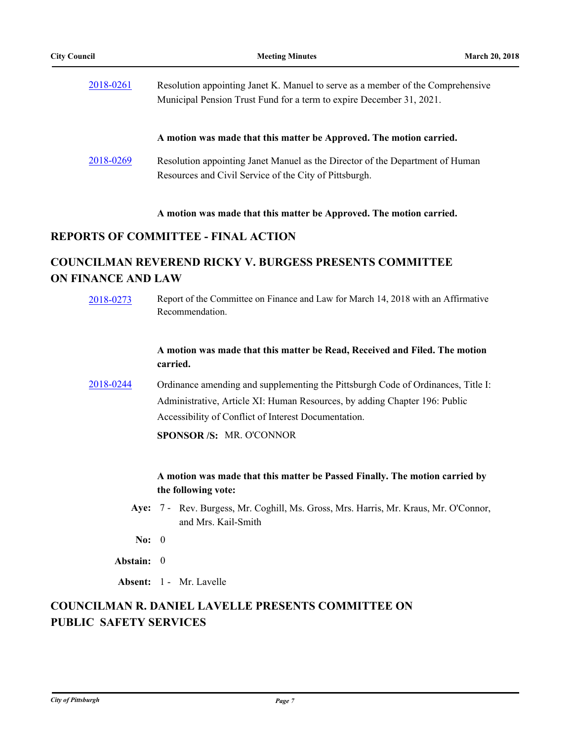2018-0261 Resolution appointing Janet K. Manuel to serve as a member of the Comprehensive Municipal Pension Trust Fund for a term to expire December 31, 2021.

**A motion was made that this matter be Approved. The motion carried.**

2018-0269 Resolution appointing Janet Manuel as the Director of the Department of Human Resources and Civil Service of the City of Pittsburgh.

**A motion was made that this matter be Approved. The motion carried.**

## REPORTS OF COMMITTEE - FINAL ACTION

## COUNCILMAN REVEREND RICKY V. BURGESS PRESENTS COMMITTEE ON FINANCE AND LAW

2018-0273 Report of the Committee on Finance and Law for March 14, 2018 with an Affirmative Recommendation.

**A motion was made that this matter be Read, Received and Filed. The motion carried.**

2018-0244 Ordinance amending and supplementing the Pittsburgh Code of Ordinances, Title I: Administrative, Article XI: Human Resources, by adding Chapter 196: Public Accessibility of Conflict of Interest Documentation.

**SPONSOR /S:** MR. O'CONNOR

**A motion was made that this matter be Passed Finally. The motion carried by the following vote:**

**Aye:** 7 - Rev. Burgess, Mr. Coghill, Ms. Gross, Mrs. Harris, Mr. Kraus, Mr. O'Connor, and Mrs. Kail-Smith

**No:** 0

**Abstain:** 0

**Absent:** 1 - Mr. Lavelle

## COUNCILMAN R. DANIEL LAVELLE PRESENTS COMMITTEE ON PUBLIC SAFETY SERVICES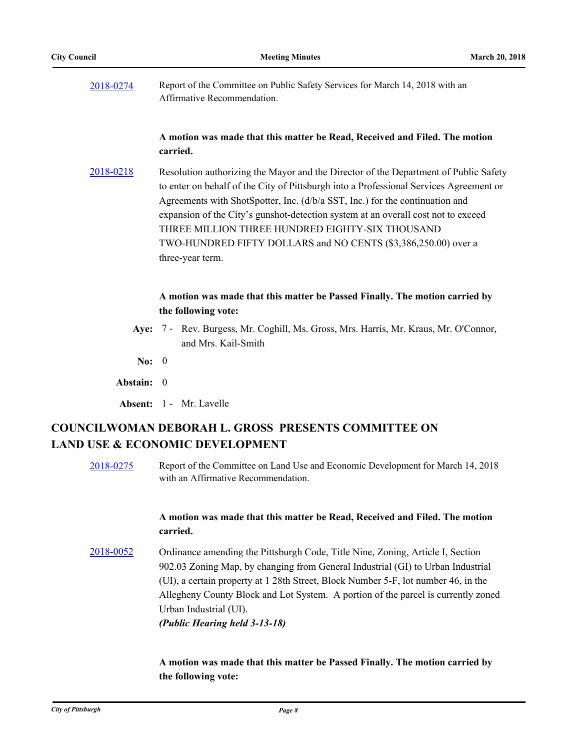[2018-0274](#) Report of the Committee on Public Safety Services for March 14, 2018 with an Affirmative Recommendation.

**A motion was made that this matter be Read, Received and Filed. The motion carried.**

[2018-0218](#) Resolution authorizing the Mayor and the Director of the Department of Public Safety to enter on behalf of the City of Pittsburgh into a Professional Services Agreement or Agreements with ShotSpotter, Inc. (d/b/a SST, Inc.) for the continuation and expansion of the City's gunshot-detection system at an overall cost not to exceed THREE MILLION THREE HUNDRED EIGHTY-SIX THOUSAND TWO-HUNDRED FIFTY DOLLARS and NO CENTS ($3,386,250.00) over a three-year term.

**A motion was made that this matter be Passed Finally. The motion carried by the following vote:**

**Aye:** 7 - Rev. Burgess, Mr. Coghill, Ms. Gross, Mrs. Harris, Mr. Kraus, Mr. O'Connor, and Mrs. Kail-Smith

**No:** 0

**Abstain:** 0

**Absent:** 1 - Mr. Lavelle

## COUNCILWOMAN DEBORAH L. GROSS PRESENTS COMMITTEE ON LAND USE & ECONOMIC DEVELOPMENT

[2018-0275](#) Report of the Committee on Land Use and Economic Development for March 14, 2018 with an Affirmative Recommendation.

**A motion was made that this matter be Read, Received and Filed. The motion carried.**

[2018-0052](#) Ordinance amending the Pittsburgh Code, Title Nine, Zoning, Article I, Section 902.03 Zoning Map, by changing from General Industrial (GI) to Urban Industrial (UI), a certain property at 1 28th Street, Block Number 5-F, lot number 46, in the Allegheny County Block and Lot System. A portion of the parcel is currently zoned Urban Industrial (UI).
***(Public Hearing held 3-13-18)***

**A motion was made that this matter be Passed Finally. The motion carried by the following vote:**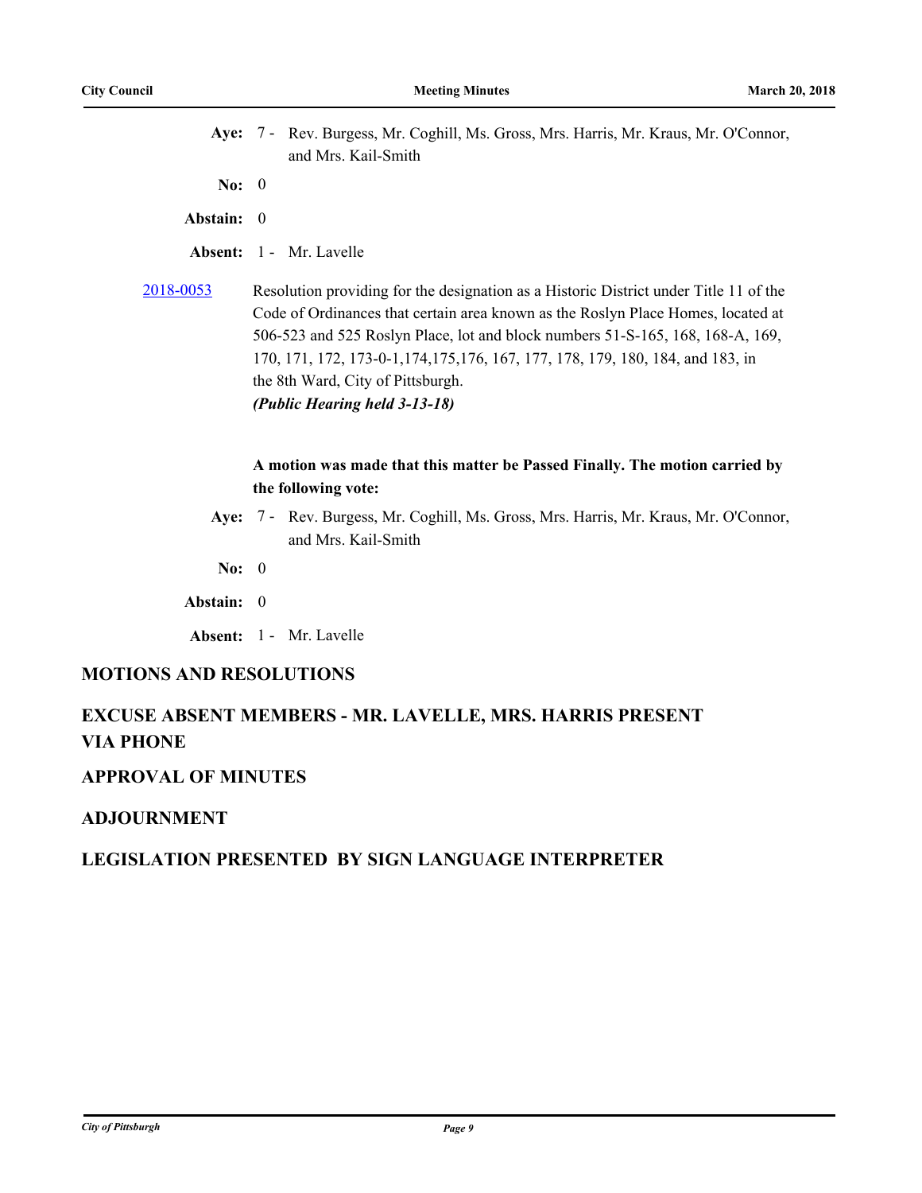**Aye:** 7 - Rev. Burgess, Mr. Coghill, Ms. Gross, Mrs. Harris, Mr. Kraus, Mr. O'Connor, and Mrs. Kail-Smith

**No:** 0

**Abstain:** 0

**Absent:** 1 - Mr. Lavelle

2018-0053 Resolution providing for the designation as a Historic District under Title 11 of the Code of Ordinances that certain area known as the Roslyn Place Homes, located at 506-523 and 525 Roslyn Place, lot and block numbers 51-S-165, 168, 168-A, 169, 170, 171, 172, 173-0-1,174,175,176, 167, 177, 178, 179, 180, 184, and 183, in the 8th Ward, City of Pittsburgh.
***(Public Hearing held 3-13-18)***

**A motion was made that this matter be Passed Finally. The motion carried by the following vote:**

**Aye:** 7 - Rev. Burgess, Mr. Coghill, Ms. Gross, Mrs. Harris, Mr. Kraus, Mr. O'Connor, and Mrs. Kail-Smith

**No:** 0

**Abstain:** 0

**Absent:** 1 - Mr. Lavelle

## MOTIONS AND RESOLUTIONS

## EXCUSE ABSENT MEMBERS - MR. LAVELLE, MRS. HARRIS PRESENT VIA PHONE

## APPROVAL OF MINUTES

## ADJOURNMENT

## LEGISLATION PRESENTED BY SIGN LANGUAGE INTERPRETER